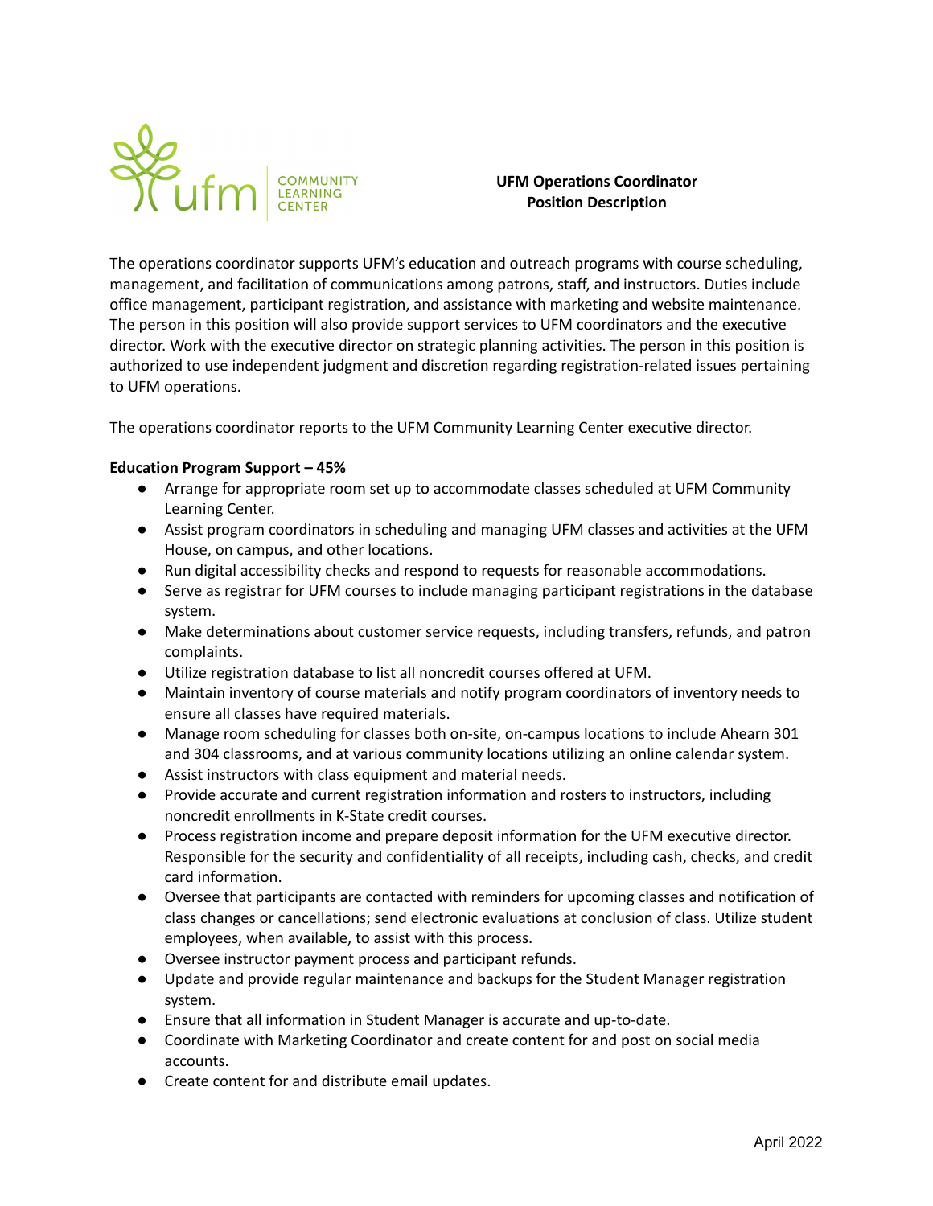**UFM Operations Coordinator**
**Position Description**

The operations coordinator supports UFM's education and outreach programs with course scheduling, management, and facilitation of communications among patrons, staff, and instructors. Duties include office management, participant registration, and assistance with marketing and website maintenance. The person in this position will also provide support services to UFM coordinators and the executive director. Work with the executive director on strategic planning activities. The person in this position is authorized to use independent judgment and discretion regarding registration-related issues pertaining to UFM operations.

The operations coordinator reports to the UFM Community Learning Center executive director.

**Education Program Support – 45%**

- Arrange for appropriate room set up to accommodate classes scheduled at UFM Community Learning Center.
- Assist program coordinators in scheduling and managing UFM classes and activities at the UFM House, on campus, and other locations.
- Run digital accessibility checks and respond to requests for reasonable accommodations.
- Serve as registrar for UFM courses to include managing participant registrations in the database system.
- Make determinations about customer service requests, including transfers, refunds, and patron complaints.
- Utilize registration database to list all noncredit courses offered at UFM.
- Maintain inventory of course materials and notify program coordinators of inventory needs to ensure all classes have required materials.
- Manage room scheduling for classes both on-site, on-campus locations to include Ahearn 301 and 304 classrooms, and at various community locations utilizing an online calendar system.
- Assist instructors with class equipment and material needs.
- Provide accurate and current registration information and rosters to instructors, including noncredit enrollments in K-State credit courses.
- Process registration income and prepare deposit information for the UFM executive director. Responsible for the security and confidentiality of all receipts, including cash, checks, and credit card information.
- Oversee that participants are contacted with reminders for upcoming classes and notification of class changes or cancellations; send electronic evaluations at conclusion of class. Utilize student employees, when available, to assist with this process.
- Oversee instructor payment process and participant refunds.
- Update and provide regular maintenance and backups for the Student Manager registration system.
- Ensure that all information in Student Manager is accurate and up-to-date.
- Coordinate with Marketing Coordinator and create content for and post on social media accounts.
- Create content for and distribute email updates.

April 2022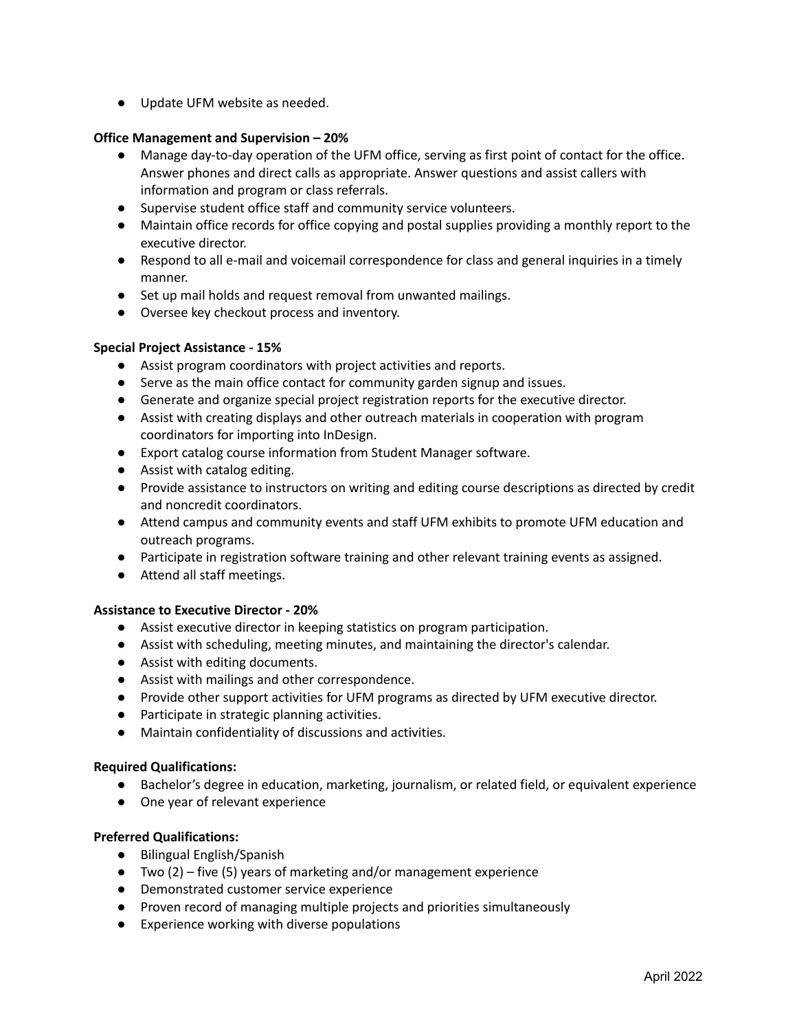- Update UFM website as needed.

**Office Management and Supervision – 20%**

- Manage day-to-day operation of the UFM office, serving as first point of contact for the office. Answer phones and direct calls as appropriate. Answer questions and assist callers with information and program or class referrals.
- Supervise student office staff and community service volunteers.
- Maintain office records for office copying and postal supplies providing a monthly report to the executive director.
- Respond to all e-mail and voicemail correspondence for class and general inquiries in a timely manner.
- Set up mail holds and request removal from unwanted mailings.
- Oversee key checkout process and inventory.

**Special Project Assistance - 15%**

- Assist program coordinators with project activities and reports.
- Serve as the main office contact for community garden signup and issues.
- Generate and organize special project registration reports for the executive director.
- Assist with creating displays and other outreach materials in cooperation with program coordinators for importing into InDesign.
- Export catalog course information from Student Manager software.
- Assist with catalog editing.
- Provide assistance to instructors on writing and editing course descriptions as directed by credit and noncredit coordinators.
- Attend campus and community events and staff UFM exhibits to promote UFM education and outreach programs.
- Participate in registration software training and other relevant training events as assigned.
- Attend all staff meetings.

**Assistance to Executive Director - 20%**

- Assist executive director in keeping statistics on program participation.
- Assist with scheduling, meeting minutes, and maintaining the director's calendar.
- Assist with editing documents.
- Assist with mailings and other correspondence.
- Provide other support activities for UFM programs as directed by UFM executive director.
- Participate in strategic planning activities.
- Maintain confidentiality of discussions and activities.

**Required Qualifications:**

- Bachelor's degree in education, marketing, journalism, or related field, or equivalent experience
- One year of relevant experience

**Preferred Qualifications:**

- Bilingual English/Spanish
- Two (2) – five (5) years of marketing and/or management experience
- Demonstrated customer service experience
- Proven record of managing multiple projects and priorities simultaneously
- Experience working with diverse populations

April 2022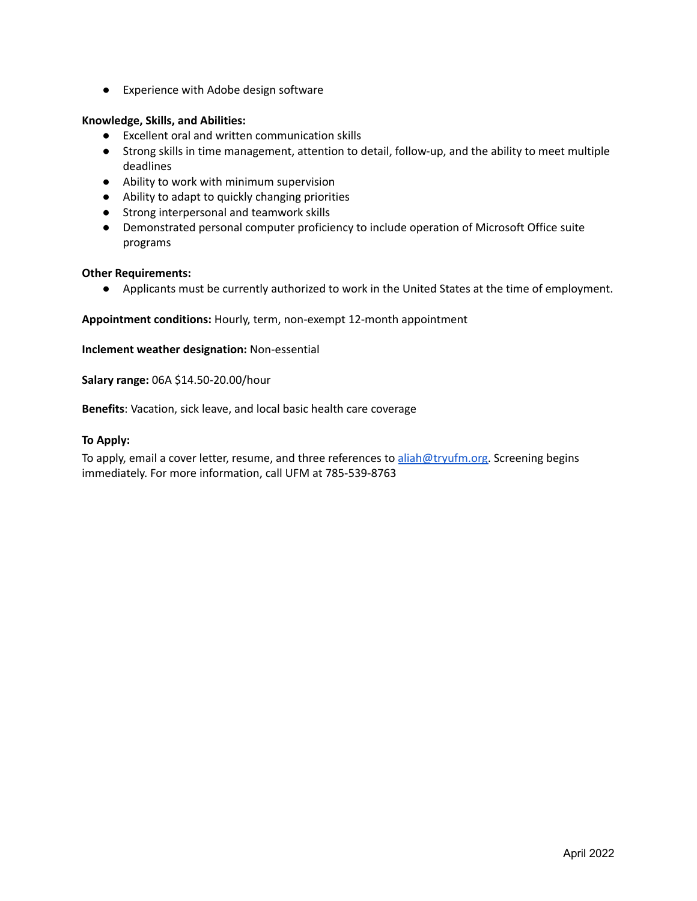- Experience with Adobe design software

**Knowledge, Skills, and Abilities:**

- Excellent oral and written communication skills
- Strong skills in time management, attention to detail, follow-up, and the ability to meet multiple deadlines
- Ability to work with minimum supervision
- Ability to adapt to quickly changing priorities
- Strong interpersonal and teamwork skills
- Demonstrated personal computer proficiency to include operation of Microsoft Office suite programs

**Other Requirements:**

- Applicants must be currently authorized to work in the United States at the time of employment.

**Appointment conditions:** Hourly, term, non-exempt 12-month appointment

**Inclement weather designation:** Non-essential

**Salary range:** 06A $14.50-20.00/hour

**Benefits**: Vacation, sick leave, and local basic health care coverage

**To Apply:**

To apply, email a cover letter, resume, and three references to aliah@tryufm.org. Screening begins immediately. For more information, call UFM at 785-539-8763

April 2022